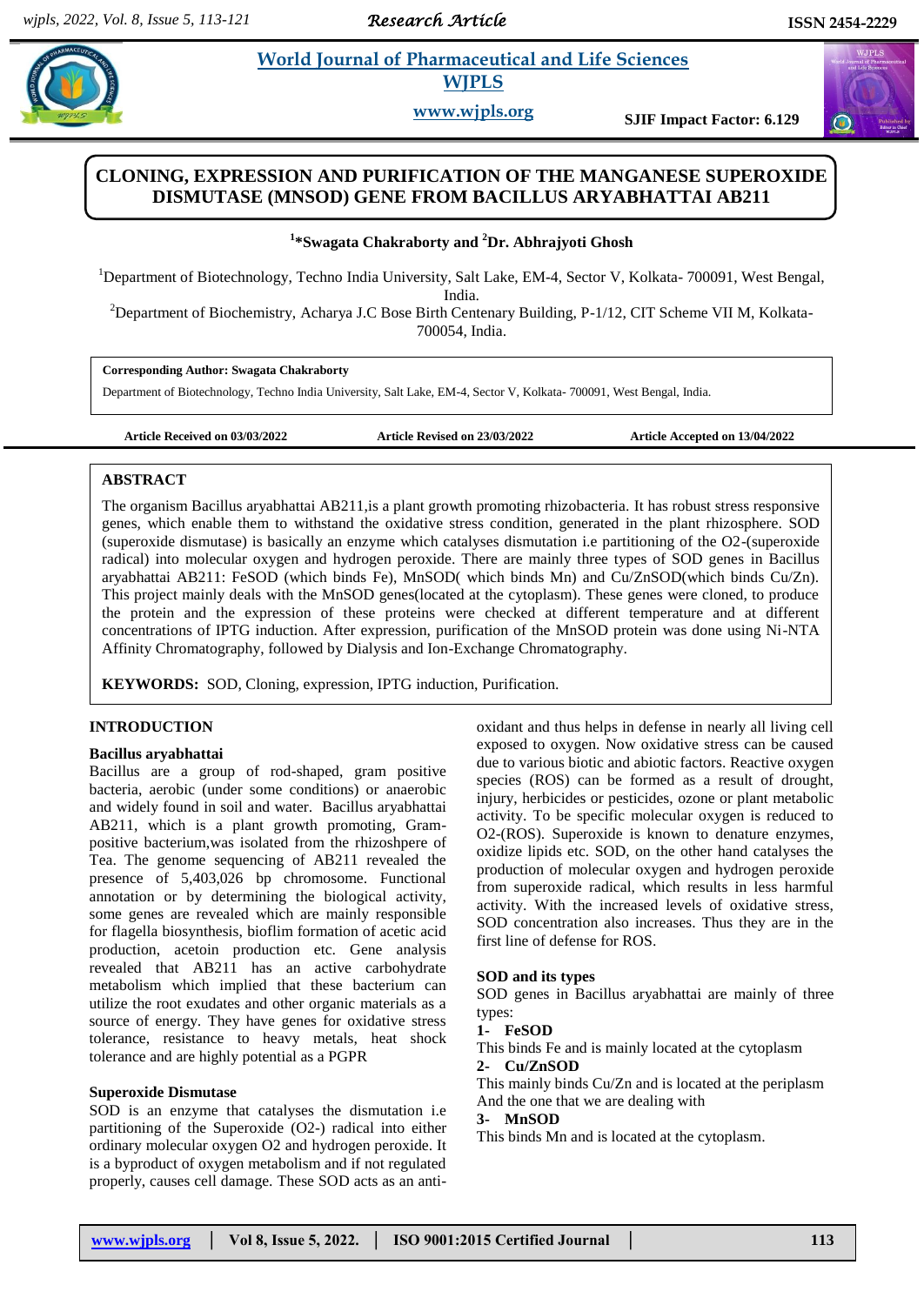# CLONING, EXPRESSION AND PURIFICATION OF THE MANGANESE SUPEROXIDE DISMUTASE (MNSOD) GENE FROM BACILLUS ARYABHATTAI AB211

**[1]*Swagata Chakraborty and [2]Dr. Abhrajyoti Ghosh**

[1]Department of Biotechnology, Techno India University, Salt Lake, EM-4, Sector V, Kolkata- 700091, West Bengal, India.

[2]Department of Biochemistry, Acharya J.C Bose Birth Centenary Building, P-1/12, CIT Scheme VII M, Kolkata- 700054, India.

**Corresponding Author: Swagata Chakraborty**

Department of Biotechnology, Techno India University, Salt Lake, EM-4, Sector V, Kolkata- 700091, West Bengal, India.

**Article Received on 03/03/2022** **Article Revised on 23/03/2022** **Article Accepted on 13/04/2022**

## ABSTRACT

The organism Bacillus aryabhattai AB211,is a plant growth promoting rhizobacteria. It has robust stress responsive genes, which enable them to withstand the oxidative stress condition, generated in the plant rhizosphere. SOD (superoxide dismutase) is basically an enzyme which catalyses dismutation i.e partitioning of the O2-(superoxide radical) into molecular oxygen and hydrogen peroxide. There are mainly three types of SOD genes in Bacillus aryabhattai AB211: FeSOD (which binds Fe), MnSOD( which binds Mn) and Cu/ZnSOD(which binds Cu/Zn). This project mainly deals with the MnSOD genes(located at the cytoplasm). These genes were cloned, to produce the protein and the expression of these proteins were checked at different temperature and at different concentrations of IPTG induction. After expression, purification of the MnSOD protein was done using Ni-NTA Affinity Chromatography, followed by Dialysis and Ion-Exchange Chromatography.

**KEYWORDS:** SOD, Cloning, expression, IPTG induction, Purification.

## INTRODUCTION

### Bacillus aryabhattai

Bacillus are a group of rod-shaped, gram positive bacteria, aerobic (under some conditions) or anaerobic and widely found in soil and water. Bacillus aryabhattai AB211, which is a plant growth promoting, Gram-positive bacterium,was isolated from the rhizoshpere of Tea. The genome sequencing of AB211 revealed the presence of 5,403,026 bp chromosome. Functional annotation or by determining the biological activity, some genes are revealed which are mainly responsible for flagella biosynthesis, bioflim formation of acetic acid production, acetoin production etc. Gene analysis revealed that AB211 has an active carbohydrate metabolism which implied that these bacterium can utilize the root exudates and other organic materials as a source of energy. They have genes for oxidative stress tolerance, resistance to heavy metals, heat shock tolerance and are highly potential as a PGPR

### Superoxide Dismutase

SOD is an enzyme that catalyses the dismutation i.e partitioning of the Superoxide ($O2$-) radical into either ordinary molecular oxygen O2 and hydrogen peroxide. It is a byproduct of oxygen metabolism and if not regulated properly, causes cell damage. These SOD acts as an anti-oxidant and thus helps in defense in nearly all living cell exposed to oxygen. Now oxidative stress can be caused due to various biotic and abiotic factors. Reactive oxygen species (ROS) can be formed as a result of drought, injury, herbicides or pesticides, ozone or plant metabolic activity. To be specific molecular oxygen is reduced to O2-(ROS). Superoxide is known to denature enzymes, oxidize lipids etc. SOD, on the other hand catalyses the production of molecular oxygen and hydrogen peroxide from superoxide radical, which results in less harmful activity. With the increased levels of oxidative stress, SOD concentration also increases. Thus they are in the first line of defense for ROS.

### SOD and its types

SOD genes in Bacillus aryabhattai are mainly of three types:

**1- FeSOD**

This binds Fe and is mainly located at the cytoplasm

**2- Cu/ZnSOD**

This mainly binds Cu/Zn and is located at the periplasm

And the one that we are dealing with

**3- MnSOD**

This binds Mn and is located at the cytoplasm.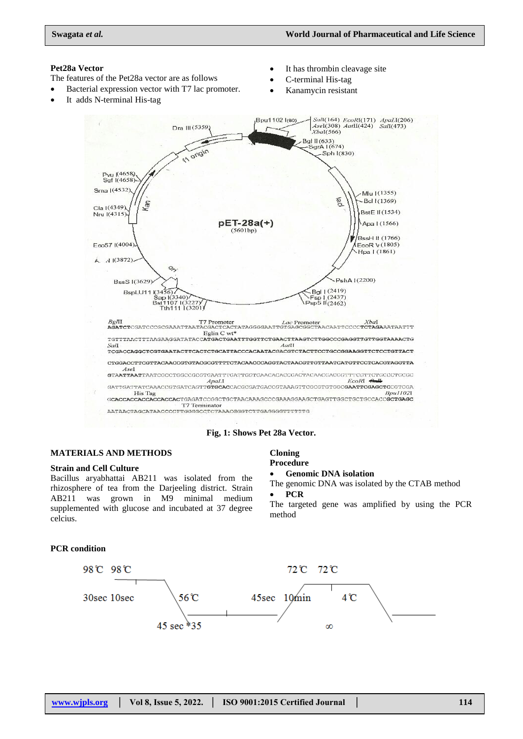**Pet28a Vector**

The features of the Pet28a vector are as follows

- Bacterial expression vector with T7 lac promoter.
- It adds N-terminal His-tag
- It has thrombin cleavage site
- C-terminal His-tag
- Kanamycin resistant

**Fig, 1: Shows Pet 28a Vector.**

## MATERIALS AND METHODS

### Strain and Cell Culture

Bacillus aryabhattai AB211 was isolated from the rhizosphere of tea from the Darjeeling district. Strain AB211 was grown in M9 minimal medium supplemented with glucose and incubated at 37 degree celcius.

### Cloning

### Procedure

- **Genomic DNA isolation**

The genomic DNA was isolated by the CTAB method

- **PCR**

The targeted gene was amplified by using the PCR method

### PCR condition

98℃ 98℃ 30sec 10sec 56℃ 45 sec *35 72℃ 72℃ 45sec 10min 4℃ ∞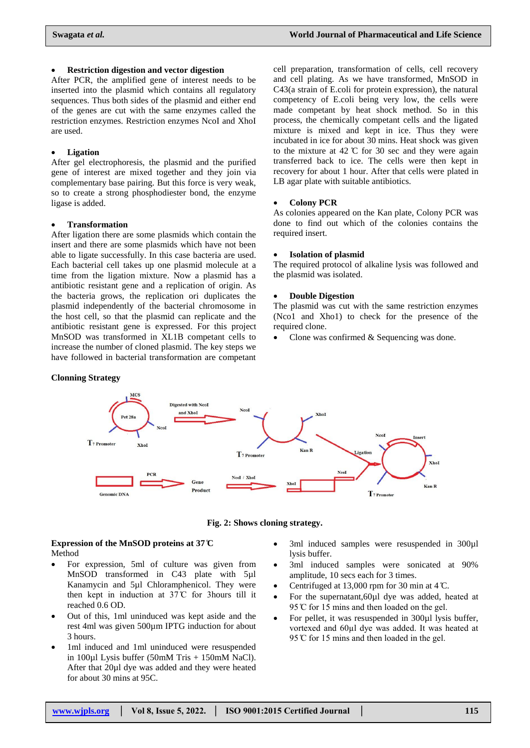- **Restriction digestion and vector digestion**

After PCR, the amplified gene of interest needs to be inserted into the plasmid which contains all regulatory sequences. Thus both sides of the plasmid and either end of the genes are cut with the same enzymes called the restriction enzymes. Restriction enzymes NcoI and XhoI are used.

- **Ligation**

After gel electrophoresis, the plasmid and the purified gene of interest are mixed together and they join via complementary base pairing. But this force is very weak, so to create a strong phosphodiester bond, the enzyme ligase is added.

- **Transformation**

After ligation there are some plasmids which contain the insert and there are some plasmids which have not been able to ligate successfully. In this case bacteria are used. Each bacterial cell takes up one plasmid molecule at a time from the ligation mixture. Now a plasmid has a antibiotic resistant gene and a replication of origin. As the bacteria grows, the replication ori duplicates the plasmid independently of the bacterial chromosome in the host cell, so that the plasmid can replicate and the antibiotic resistant gene is expressed. For this project MnSOD was transformed in XL1B competant cells to increase the number of cloned plasmid. The key steps we have followed in bacterial transformation are competant cell preparation, transformation of cells, cell recovery and cell plating. As we have transformed, MnSOD in C43(a strain of E.coli for protein expression), the natural competency of E.coli being very low, the cells were made competant by heat shock method. So in this process, the chemically competant cells and the ligated mixture is mixed and kept in ice. Thus they were incubated in ice for about 30 mins. Heat shock was given to the mixture at 42 ℃ for 30 sec and they were again transferred back to ice. The cells were then kept in recovery for about 1 hour. After that cells were plated in LB agar plate with suitable antibiotics.

- **Colony PCR**

As colonies appeared on the Kan plate, Colony PCR was done to find out which of the colonies contains the required insert.

- **Isolation of plasmid**

The required protocol of alkaline lysis was followed and the plasmid was isolated.

- **Double Digestion**

The plasmid was cut with the same restriction enzymes (Nco1 and Xho1) to check for the presence of the required clone.

- Clone was confirmed & Sequencing was done.

**Clonning Strategy**

**Fig. 2: Shows cloning strategy.**

**Expression of the MnSOD proteins at 37℃**

Method

- For expression, 5ml of culture was given from MnSOD transformed in C43 plate with 5µl Kanamycin and 5µl Chloramphenicol. They were then kept in induction at 37℃ for 3hours till it reached 0.6 OD.
- Out of this, 1ml uninduced was kept aside and the rest 4ml was given 500µm IPTG induction for about 3 hours.
- 1ml induced and 1ml uninduced were resuspended in 100µl Lysis buffer (50mM Tris + 150mM NaCl). After that 20µl dye was added and they were heated for about 30 mins at 95C.
- 3ml induced samples were resuspended in 300µl lysis buffer.
- 3ml induced samples were sonicated at 90% amplitude, 10 secs each for 3 times.
- Centrifuged at 13,000 rpm for 30 min at 4℃.
- For the supernatant,60µl dye was added, heated at 95℃ for 15 mins and then loaded on the gel.
- For pellet, it was resuspended in 300µl lysis buffer, vortexed and 60µl dye was added. It was heated at 95℃ for 15 mins and then loaded in the gel.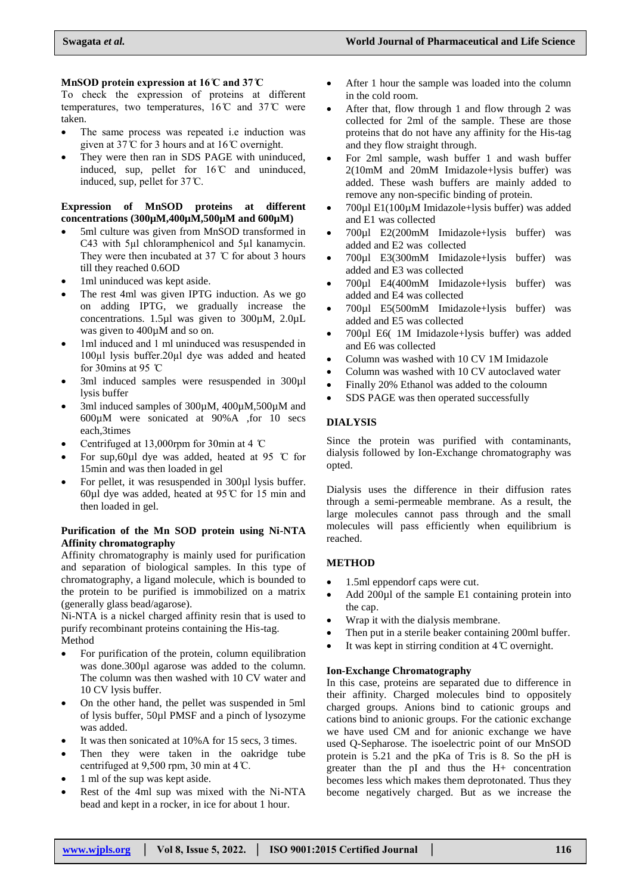**MnSOD protein expression at 16℃ and 37℃**

To check the expression of proteins at different temperatures, two temperatures, 16℃ and 37℃ were taken.

- The same process was repeated i.e induction was given at 37℃ for 3 hours and at 16℃ overnight.
- They were then ran in SDS PAGE with uninduced, induced, sup, pellet for 16℃ and uninduced, induced, sup, pellet for 37℃.

**Expression of MnSOD proteins at different concentrations (300µM,400µM,500µM and 600µM)**

- 5ml culture was given from MnSOD transformed in C43 with 5µl chloramphenicol and 5µl kanamycin. They were then incubated at 37 ℃ for about 3 hours till they reached 0.6OD
- 1ml uninduced was kept aside.
- The rest 4ml was given IPTG induction. As we go on adding IPTG, we gradually increase the concentrations. 1.5µl was given to 300µM, 2.0µL was given to 400µM and so on.
- 1ml induced and 1 ml uninduced was resuspended in 100µl lysis buffer.20µl dye was added and heated for 30mins at 95 ℃
- 3ml induced samples were resuspended in 300µl lysis buffer
- 3ml induced samples of 300µM, 400µM,500µM and 600µM were sonicated at 90%A ,for 10 secs each,3times
- Centrifuged at 13,000rpm for 30min at 4 ℃
- For sup,60µl dye was added, heated at 95 ℃ for 15min and was then loaded in gel
- For pellet, it was resuspended in 300µl lysis buffer. 60µl dye was added, heated at 95℃ for 15 min and then loaded in gel.

**Purification of the Mn SOD protein using Ni-NTA Affinity chromatography**

Affinity chromatography is mainly used for purification and separation of biological samples. In this type of chromatography, a ligand molecule, which is bounded to the protein to be purified is immobilized on a matrix (generally glass bead/agarose).

Ni-NTA is a nickel charged affinity resin that is used to purify recombinant proteins containing the His-tag.

Method

- For purification of the protein, column equilibration was done.300µl agarose was added to the column. The column was then washed with 10 CV water and 10 CV lysis buffer.
- On the other hand, the pellet was suspended in 5ml of lysis buffer, 50µl PMSF and a pinch of lysozyme was added.
- It was then sonicated at 10%A for 15 secs, 3 times.
- Then they were taken in the oakridge tube centrifuged at 9,500 rpm, 30 min at 4℃.
- 1 ml of the sup was kept aside.
- Rest of the 4ml sup was mixed with the Ni-NTA bead and kept in a rocker, in ice for about 1 hour.
- After 1 hour the sample was loaded into the column in the cold room.
- After that, flow through 1 and flow through 2 was collected for 2ml of the sample. These are those proteins that do not have any affinity for the His-tag and they flow straight through.
- For 2ml sample, wash buffer 1 and wash buffer 2(10mM and 20mM Imidazole+lysis buffer) was added. These wash buffers are mainly added to remove any non-specific binding of protein.
- 700µl E1(100µM Imidazole+lysis buffer) was added and E1 was collected
- 700µl E2(200mM Imidazole+lysis buffer) was added and E2 was collected
- 700µl E3(300mM Imidazole+lysis buffer) was added and E3 was collected
- 700µl E4(400mM Imidazole+lysis buffer) was added and E4 was collected
- 700µl E5(500mM Imidazole+lysis buffer) was added and E5 was collected
- 700µl E6( 1M Imidazole+lysis buffer) was added and E6 was collected
- Column was washed with 10 CV 1M Imidazole
- Column was washed with 10 CV autoclaved water
- Finally 20% Ethanol was added to the coloumn
- SDS PAGE was then operated successfully

## DIALYSIS

Since the protein was purified with contaminants, dialysis followed by Ion-Exchange chromatography was opted.

Dialysis uses the difference in their diffusion rates through a semi-permeable membrane. As a result, the large molecules cannot pass through and the small molecules will pass efficiently when equilibrium is reached.

## METHOD

- 1.5ml eppendorf caps were cut.
- Add 200µl of the sample E1 containing protein into the cap.
- Wrap it with the dialysis membrane.
- Then put in a sterile beaker containing 200ml buffer.
- It was kept in stirring condition at 4℃ overnight.

**Ion-Exchange Chromatography**

In this case, proteins are separated due to difference in their affinity. Charged molecules bind to oppositely charged groups. Anions bind to cationic groups and cations bind to anionic groups. For the cationic exchange we have used CM and for anionic exchange we have used Q-Sepharose. The isoelectric point of our MnSOD protein is 5.21 and the pKa of Tris is 8. So the pH is greater than the pI and thus the H+ concentration becomes less which makes them deprotonated. Thus they become negatively charged. But as we increase the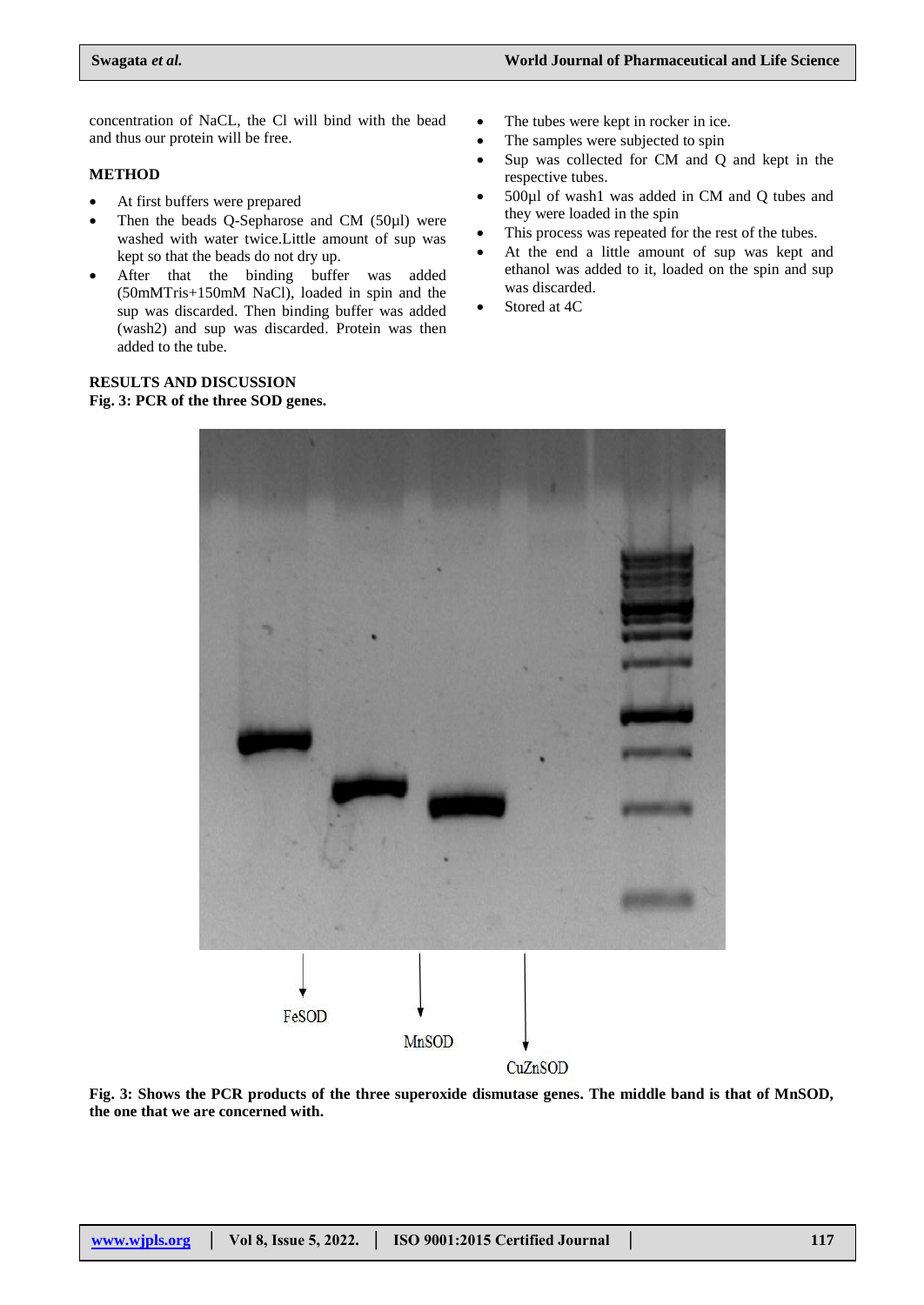concentration of NaCL, the Cl will bind with the bead and thus our protein will be free.

## METHOD

- At first buffers were prepared
- Then the beads Q-Sepharose and CM (50µl) were washed with water twice.Little amount of sup was kept so that the beads do not dry up.
- After that the binding buffer was added (50mMTris+150mM NaCl), loaded in spin and the sup was discarded. Then binding buffer was added (wash2) and sup was discarded. Protein was then added to the tube.
- The tubes were kept in rocker in ice.
- The samples were subjected to spin
- Sup was collected for CM and Q and kept in the respective tubes.
- 500µl of wash1 was added in CM and Q tubes and they were loaded in the spin
- This process was repeated for the rest of the tubes.
- At the end a little amount of sup was kept and ethanol was added to it, loaded on the spin and sup was discarded.
- Stored at 4C

## RESULTS AND DISCUSSION

**Fig. 3: PCR of the three SOD genes.**

FeSOD

MnSOD

CuZnSOD

**Fig. 3: Shows the PCR products of the three superoxide dismutase genes. The middle band is that of MnSOD, the one that we are concerned with.**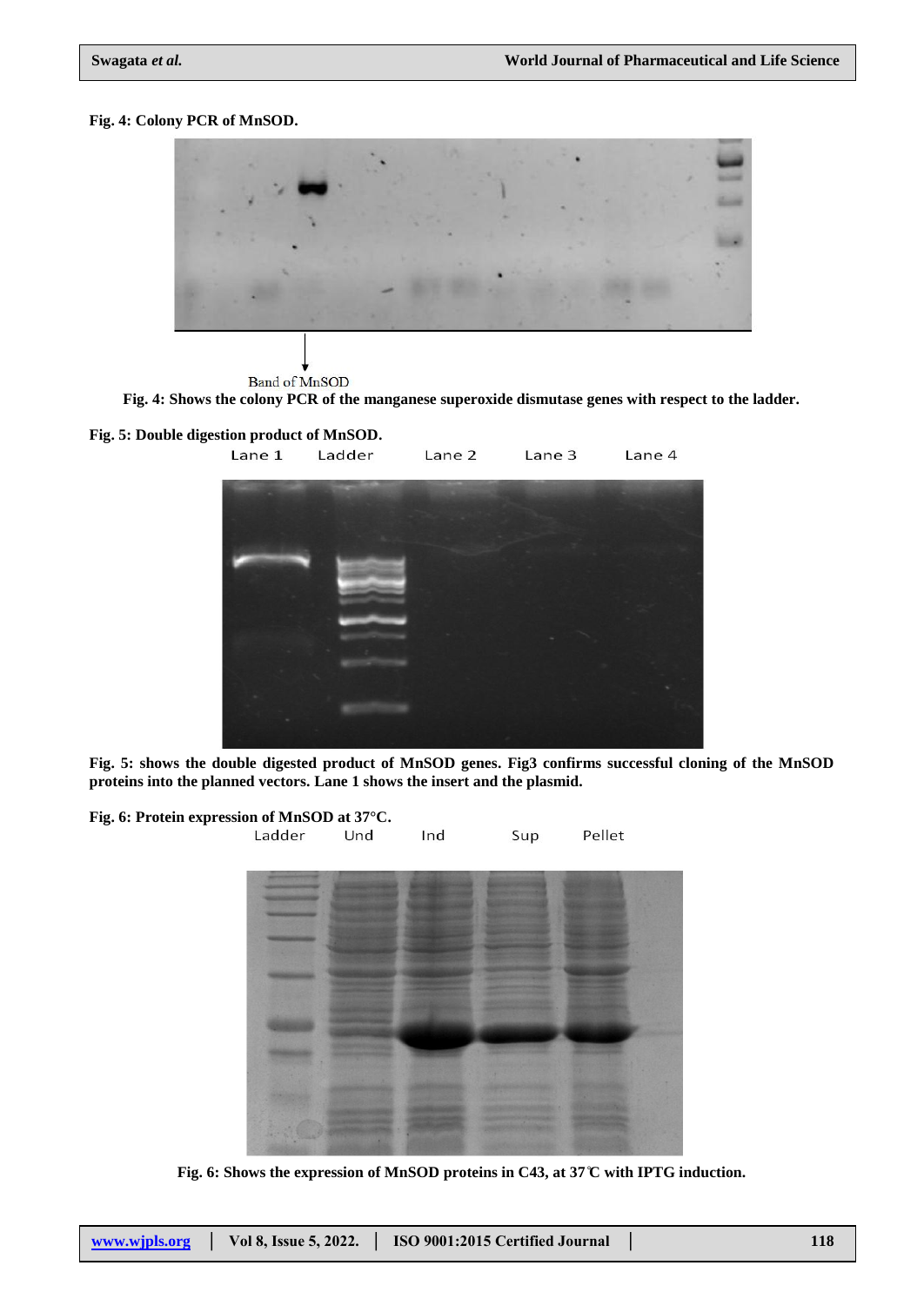**Fig. 4: Colony PCR of MnSOD.**

Band of MnSOD

**Fig. 4: Shows the colony PCR of the manganese superoxide dismutase genes with respect to the ladder.**

**Fig. 5: Double digestion product of MnSOD.**

Lane 1 Ladder Lane 2 Lane 3 Lane 4

**Fig. 5: shows the double digested product of MnSOD genes. Fig3 confirms successful cloning of the MnSOD proteins into the planned vectors. Lane 1 shows the insert and the plasmid.**

**Fig. 6: Protein expression of MnSOD at 37°C.**

Ladder Und Ind Sup Pellet

**Fig. 6: Shows the expression of MnSOD proteins in C43, at 37℃ with IPTG induction.**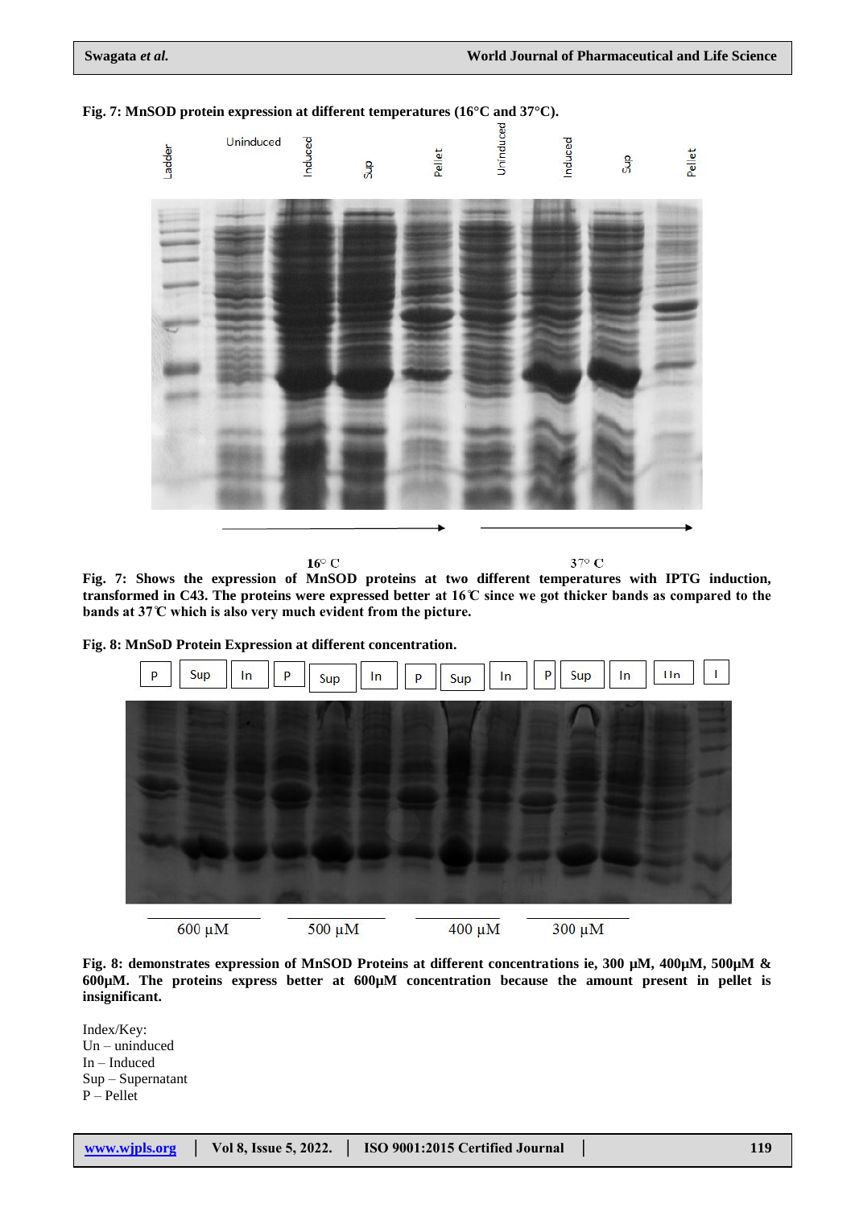**Fig. 7: MnSOD protein expression at different temperatures (16°C and 37°C).**

**Fig. 7: Shows the expression of MnSOD proteins at two different temperatures with IPTG induction, transformed in C43. The proteins were expressed better at 16℃ since we got thicker bands as compared to the bands at 37℃ which is also very much evident from the picture.**

**Fig. 8: MnSoD Protein Expression at different concentration.**

**Fig. 8: demonstrates expression of MnSOD Proteins at different concentrations ie, 300 µM, 400µM, 500µM & 600µM. The proteins express better at 600µM concentration because the amount present in pellet is insignificant.**

Index/Key:
Un – uninduced
In – Induced
Sup – Supernatant
P – Pellet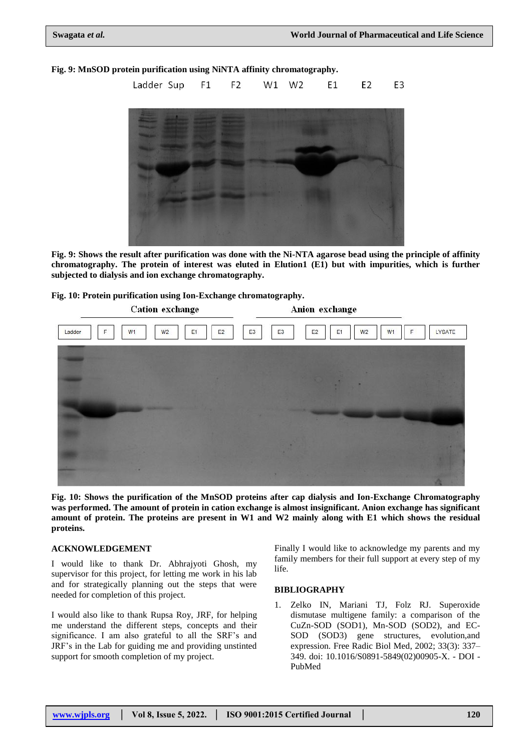**Fig. 9: MnSOD protein purification using NiNTA affinity chromatography.**

Ladder Sup F1 F2 W1 W2 E1 E2 E3

**Fig. 9: Shows the result after purification was done with the Ni-NTA agarose bead using the principle of affinity chromatography. The protein of interest was eluted in Elution1 (E1) but with impurities, which is further subjected to dialysis and ion exchange chromatography.**

**Fig. 10: Protein purification using Ion-Exchange chromatography.**

Cation exchange — Anion exchange

Ladder F W1 W2 E1 E2 E3 E3 E2 E1 W2 W1 F LYSATE

**Fig. 10: Shows the purification of the MnSOD proteins after cap dialysis and Ion-Exchange Chromatography was performed. The amount of protein in cation exchange is almost insignificant. Anion exchange has significant amount of protein. The proteins are present in W1 and W2 mainly along with E1 which shows the residual proteins.**

## ACKNOWLEDGEMENT

I would like to thank Dr. Abhrajyoti Ghosh, my supervisor for this project, for letting me work in his lab and for strategically planning out the steps that were needed for completion of this project.

I would also like to thank Rupsa Roy, JRF, for helping me understand the different steps, concepts and their significance. I am also grateful to all the SRF's and JRF's in the Lab for guiding me and providing unstinted support for smooth completion of my project.

Finally I would like to acknowledge my parents and my family members for their full support at every step of my life.

## BIBLIOGRAPHY

1. Zelko IN, Mariani TJ, Folz RJ. Superoxide dismutase multigene family: a comparison of the CuZn-SOD (SOD1), Mn-SOD (SOD2), and EC-SOD (SOD3) gene structures, evolution,and expression. Free Radic Biol Med, 2002; 33(3): 337–349. doi: 10.1016/S0891-5849(02)00905-X. - DOI - PubMed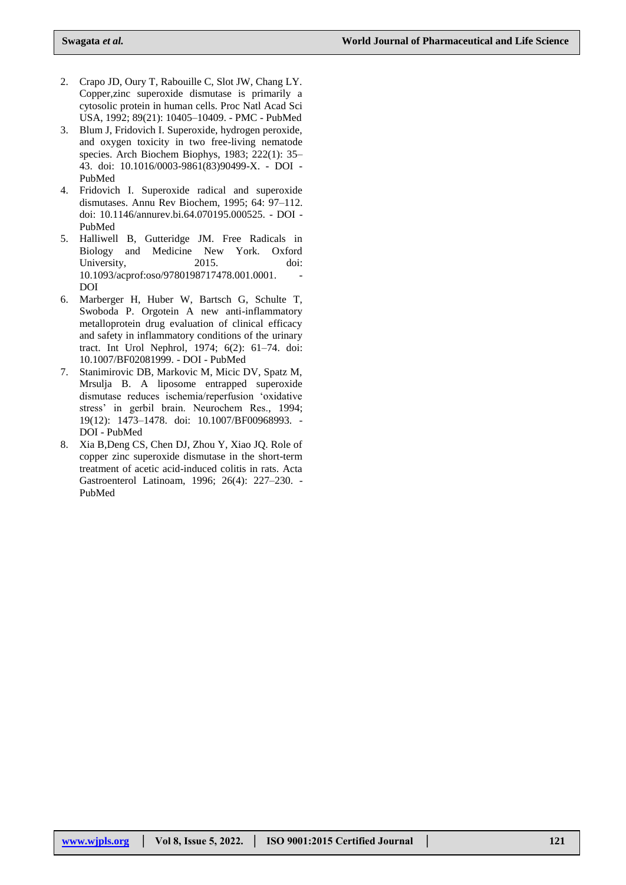2. Crapo JD, Oury T, Rabouille C, Slot JW, Chang LY. Copper,zinc superoxide dismutase is primarily a cytosolic protein in human cells. Proc Natl Acad Sci USA, 1992; 89(21): 10405–10409. - PMC - PubMed
3. Blum J, Fridovich I. Superoxide, hydrogen peroxide, and oxygen toxicity in two free-living nematode species. Arch Biochem Biophys, 1983; 222(1): 35–43. doi: 10.1016/0003-9861(83)90499-X. - DOI - PubMed
4. Fridovich I. Superoxide radical and superoxide dismutases. Annu Rev Biochem, 1995; 64: 97–112. doi: 10.1146/annurev.bi.64.070195.000525. - DOI - PubMed
5. Halliwell B, Gutteridge JM. Free Radicals in Biology and Medicine New York. Oxford University, 2015. doi: 10.1093/acprof:oso/9780198717478.001.0001. - DOI
6. Marberger H, Huber W, Bartsch G, Schulte T, Swoboda P. Orgotein A new anti-inflammatory metalloprotein drug evaluation of clinical efficacy and safety in inflammatory conditions of the urinary tract. Int Urol Nephrol, 1974; 6(2): 61–74. doi: 10.1007/BF02081999. - DOI - PubMed
7. Stanimirovic DB, Markovic M, Micic DV, Spatz M, Mrsulja B. A liposome entrapped superoxide dismutase reduces ischemia/reperfusion 'oxidative stress' in gerbil brain. Neurochem Res., 1994; 19(12): 1473–1478. doi: 10.1007/BF00968993. - DOI - PubMed
8. Xia B,Deng CS, Chen DJ, Zhou Y, Xiao JQ. Role of copper zinc superoxide dismutase in the short-term treatment of acetic acid-induced colitis in rats. Acta Gastroenterol Latinoam, 1996; 26(4): 227–230. - PubMed